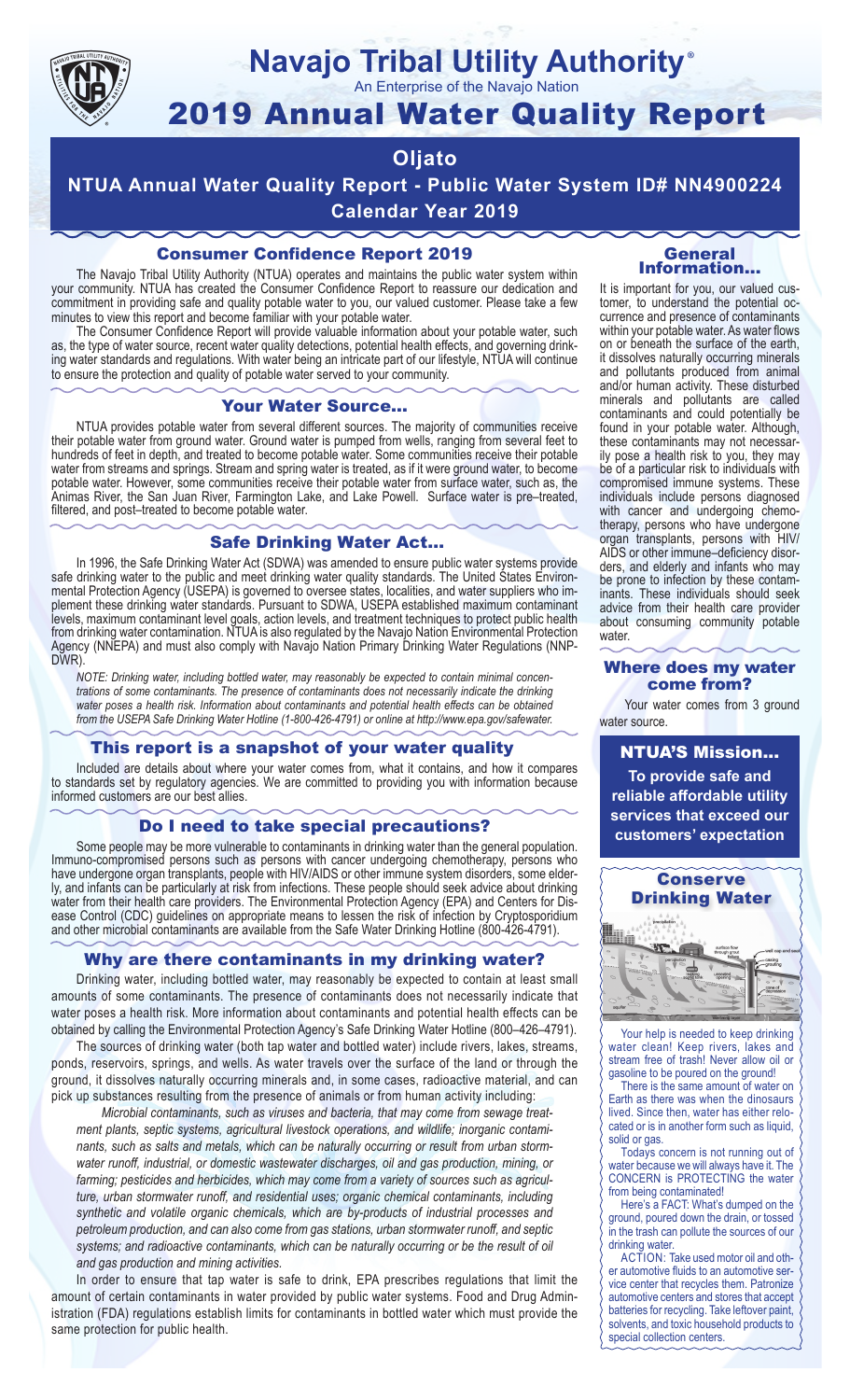# Navajo Tribal Utility Authority®

An Enterprise of the Navajo Nation

# 2019 Annual Water Quality Report

## Oljato

## NTUA Annual Water Quality Report - Public Water System ID# NN4900224

## Calendar Year 2019

### Consumer Confidence Report 2019

The Navajo Tribal Utility Authority (NTUA) operates and maintains the public water system within your community. NTUA has created the Consumer Confidence Report to reassure our dedication and commitment in providing safe and quality potable water to you, our valued customer. Please take a few minutes to view this report and become familiar with your potable water.

The Consumer Confidence Report will provide valuable information about your potable water, such as, the type of water source, recent water quality detections, potential health effects, and governing drinking water standards and regulations. With water being an intricate part of our lifestyle, NTUA will continue to ensure the protection and quality of potable water served to your community.

### Your Water Source…

NTUA provides potable water from several different sources. The majority of communities receive their potable water from ground water. Ground water is pumped from wells, ranging from several feet to hundreds of feet in depth, and treated to become potable water. Some communities receive their potable water from streams and springs. Stream and spring water is treated, as if it were ground water, to become potable water. However, some communities receive their potable water from surface water, such as, the Animas River, the San Juan River, Farmington Lake, and Lake Powell. Surface water is pre–treated, filtered, and post–treated to become potable water.

### Safe Drinking Water Act…

In 1996, the Safe Drinking Water Act (SDWA) was amended to ensure public water systems provide safe drinking water to the public and meet drinking water quality standards. The United States Environmental Protection Agency (USEPA) is governed to oversee states, localities, and water suppliers who implement these drinking water standards. Pursuant to SDWA, USEPA established maximum contaminant levels, maximum contaminant level goals, action levels, and treatment techniques to protect public health from drinking water contamination. NTUA is also regulated by the Navajo Nation Environmental Protection Agency (NNEPA) and must also comply with Navajo Nation Primary Drinking Water Regulations (NNPDWR).

*NOTE: Drinking water, including bottled water, may reasonably be expected to contain minimal concentrations of some contaminants. The presence of contaminants does not necessarily indicate the drinking water poses a health risk. Information about contaminants and potential health effects can be obtained from the USEPA Safe Drinking Water Hotline (1-800-426-4791) or online at http://www.epa.gov/safewater.*

### This report is a snapshot of your water quality

Included are details about where your water comes from, what it contains, and how it compares to standards set by regulatory agencies. We are committed to providing you with information because informed customers are our best allies.

### Do I need to take special precautions?

Some people may be more vulnerable to contaminants in drinking water than the general population. Immuno-compromised persons such as persons with cancer undergoing chemotherapy, persons who have undergone organ transplants, people with HIV/AIDS or other immune system disorders, some elderly, and infants can be particularly at risk from infections. These people should seek advice about drinking water from their health care providers. The Environmental Protection Agency (EPA) and Centers for Disease Control (CDC) guidelines on appropriate means to lessen the risk of infection by Cryptosporidium and other microbial contaminants are available from the Safe Water Drinking Hotline (800-426-4791).

### Why are there contaminants in my drinking water?

Drinking water, including bottled water, may reasonably be expected to contain at least small amounts of some contaminants. The presence of contaminants does not necessarily indicate that water poses a health risk. More information about contaminants and potential health effects can be obtained by calling the Environmental Protection Agency's Safe Drinking Water Hotline (800–426–4791).

The sources of drinking water (both tap water and bottled water) include rivers, lakes, streams, ponds, reservoirs, springs, and wells. As water travels over the surface of the land or through the ground, it dissolves naturally occurring minerals and, in some cases, radioactive material, and can pick up substances resulting from the presence of animals or from human activity including:

*Microbial contaminants, such as viruses and bacteria, that may come from sewage treatment plants, septic systems, agricultural livestock operations, and wildlife; inorganic contaminants, such as salts and metals, which can be naturally occurring or result from urban stormwater runoff, industrial, or domestic wastewater discharges, oil and gas production, mining, or farming; pesticides and herbicides, which may come from a variety of sources such as agriculture, urban stormwater runoff, and residential uses; organic chemical contaminants, including synthetic and volatile organic chemicals, which are by-products of industrial processes and petroleum production, and can also come from gas stations, urban stormwater runoff, and septic systems; and radioactive contaminants, which can be naturally occurring or be the result of oil and gas production and mining activities.*

In order to ensure that tap water is safe to drink, EPA prescribes regulations that limit the amount of certain contaminants in water provided by public water systems. Food and Drug Administration (FDA) regulations establish limits for contaminants in bottled water which must provide the same protection for public health.

### General Information…

It is important for you, our valued customer, to understand the potential occurrence and presence of contaminants within your potable water. As water flows on or beneath the surface of the earth, it dissolves naturally occurring minerals and pollutants produced from animal and/or human activity. These disturbed minerals and pollutants are called contaminants and could potentially be found in your potable water. Although, these contaminants may not necessarily pose a health risk to you, they may be of a particular risk to individuals with compromised immune systems. These individuals include persons diagnosed with cancer and undergoing chemotherapy, persons who have undergone organ transplants, persons with HIV/AIDS or other immune–deficiency disorders, and elderly and infants who may be prone to infection by these contaminants. These individuals should seek advice from their health care provider about consuming community potable water.

### Where does my water come from?

Your water comes from 3 ground water source.

### NTUA'S Mission…

**To provide safe and reliable affordable utility services that exceed our customers' expectation**

### Conserve Drinking Water

Your help is needed to keep drinking water clean! Keep rivers, lakes and stream free of trash! Never allow oil or gasoline to be poured on the ground!

There is the same amount of water on Earth as there was when the dinosaurs lived. Since then, water has either relocated or is in another form such as liquid, solid or gas.

Todays concern is not running out of water because we will always have it. The CONCERN is PROTECTING the water from being contaminated!

Here's a FACT: What's dumped on the ground, poured down the drain, or tossed in the trash can pollute the sources of our drinking water.

ACTION: Take used motor oil and other automotive fluids to an automotive service center that recycles them. Patronize automotive centers and stores that accept batteries for recycling. Take leftover paint, solvents, and toxic household products to special collection centers.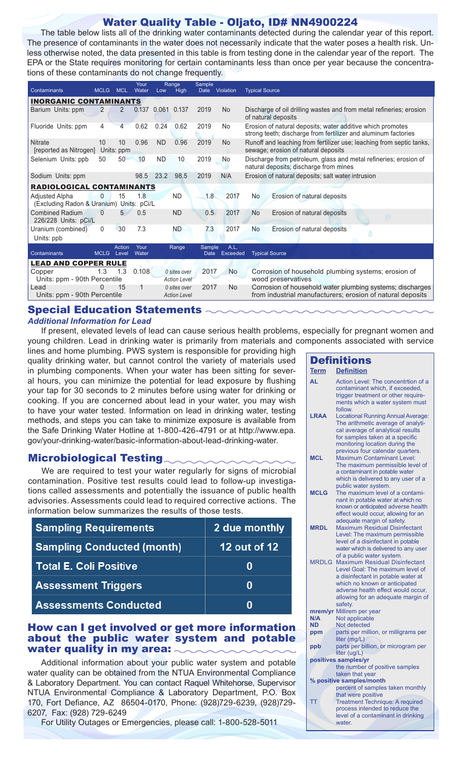# Water Quality Table - Oljato, ID# NN4900224

The table below lists all of the drinking water contaminants detected during the calendar year of this report. The presence of contaminants in the water does not necessarily indicate that the water poses a health risk. Unless otherwise noted, the data presented in this table is from testing done in the calendar year of the report. The EPA or the State requires monitoring for certain contaminants less than once per year because the concentrations of these contaminants do not change frequently.

| Contaminants | MCLG | MCL | Your Water | Range Low | Range High | Sample Date | Violation | Typical Source |
|---|---|---|---|---|---|---|---|---|
| **INORGANIC CONTAMINANTS** | | | | | | | | |
| Barium Units: ppm | 2 | 2 | 0.137 | 0.061 | 0.137 | 2019 | No | Discharge of oil drilling wastes and from metal refineries; erosion of natural deposits |
| Fluoride Units: ppm | 4 | 4 | 0.62 | 0.24 | 0.62 | 2019 | No | Erosion of natural deposits; water additive which promotes strong teeth; discharge from fertilizer and aluminum factories |
| Nitrate [reported as Nitrogen] Units: ppm | 10 | 10 | 0.96 | ND | 0.96 | 2019 | No | Runoff and leaching from fertilizer use; leaching from septic tanks, sewage; erosion of natural deposits |
| Selenium Units: ppb | 50 | 50 | 10 | ND | 10 | 2019 | No | Discharge from petroleum, glass and metal refineries; erosion of natural deposits; discharge from mines |
| Sodium Units: ppm | | | 98.5 | 23.2 | 98.5 | 2019 | N/A | Erosion of natural deposits; salt water intrusion |
| **RADIOLOGICAL CONTAMINANTS** | | | | | | | | |
| Adjusted Alpha (Excluding Radon & Uranium) Units: pCi/L | 0 | 15 | 1.8 | ND | 1.8 | 2017 | No | Erosion of natural deposits |
| Combined Radium 226/228 Units: pCi/L | 0 | 5 | 0.5 | ND | 0.5 | 2017 | No | Erosion of natural deposits |
| Uranium (combined) Units: ppb | 0 | 30 | 7.3 | ND | 7.3 | 2017 | No | Erosion of natural deposits |

| Contaminants | MCLG | Action Level | Your Water | Range | Sample Date | A.L. Exceeded | Typical Source |
|---|---|---|---|---|---|---|---|
| **LEAD AND COPPER RULE** | | | | | | | |
| Copper Units: ppm - 90th Percentile | 1.3 | 1.3 | 0.108 | 0 sites over Action Level | 2017 | No | Corrosion of household plumbing systems; erosion of wood preservatives |
| Lead Units: ppm - 90th Percentile | 0 | 15 | 1 | 0 sites over Action Level | 2017 | No | Corrosion of household water plumbing systems; discharges from industrial manufacturers; erosion of natural deposits |

## Special Education Statements

***Additional Information for Lead***

If present, elevated levels of lead can cause serious health problems, especially for pregnant women and young children. Lead in drinking water is primarily from materials and components associated with service lines and home plumbing. PWS system is responsible for providing high quality drinking water, but cannot control the variety of materials used in plumbing components. When your water has been sitting for several hours, you can minimize the potential for lead exposure by flushing your tap for 30 seconds to 2 minutes before using water for drinking or cooking. If you are concerned about lead in your water, you may wish to have your water tested. Information on lead in drinking water, testing methods, and steps you can take to minimize exposure is available from the Safe Drinking Water Hotline at 1-800-426-4791 or at http://www.epa.gov/your-drinking-water/basic-information-about-lead-drinking-water.

## Microbiological Testing

We are required to test your water regularly for signs of microbial contamination. Positive test results could lead to follow-up investigations called assessments and potentially the issuance of public health advisories. Assessments could lead to required corrective actions. The information below summarizes the results of those tests.

| | |
|---|---|
| **Sampling Requirements** | **2 due monthly** |
| **Sampling Conducted (month)** | **12 out of 12** |
| **Total E. Coli Positive** | **0** |
| **Assessment Triggers** | **0** |
| **Assessments Conducted** | **0** |

## How can I get involved or get more information about the public water system and potable water quality in my area:

Additional information about your public water system and potable water quality can be obtained from the NTUA Environmental Compliance & Laboratory Department. You can contact Raquel Whitehorse, Supervisor NTUA Environmental Compliance & Laboratory Department, P.O. Box 170, Fort Defiance, AZ 86504-0170, Phone: (928)729-6239, (928)729-6207, Fax: (928) 729-6249

For Utility Outages or Emergencies, please call: 1-800-528-5011

## Definitions

| Term | Definition |
|---|---|
| **AL** | Action Level: The concentrtion of a contaminant which, if exceeded, trigger treatment or other requirements which a water system must follow. |
| **LRAA** | Locational Running Annual Average: The arithmetic average of analytical average of analytical results for samples taken at a specific monitoring location during the previous four calendar quarters. |
| **MCL** | Maximum Contaminant Level: The maximum permissible level of a contaminant in potable water which is delivered to any user of a public water system. |
| **MCLG** | The maximum level of a contaminant in potable water at which no known or anticipated adverse health effect would occur, allowing for an adequate margin of safety. |
| **MRDL** | Maximum Residual Disinfectant Level: The maximum permissible level of a disinfectant in potable water which is delivered to any user of a public water system. |
| **MRDLG** | Maximum Residual Disinfectant Level Goal: The maximum level of a disinfectant in potable water at which no known or anticipated adverse health effect would occur, allowing for an adequate margin of safety. |
| **mrem/yr** | Millirem per year |
| **N/A** | Not applicable |
| **ND** | Not detected |
| **ppm** | parts per million, or milligrams per liter (mg/L) |
| **ppb** | parts per billion, or microgram per liter (ug/L) |
| **positives samples/yr** | the number of positive samples taken that year |
| **% positive samples/month** | percent of samples taken monthly that were positive |
| **TT** | Treatment Technique: A required process intended to reduce the level of a contaminant in drinking water. |